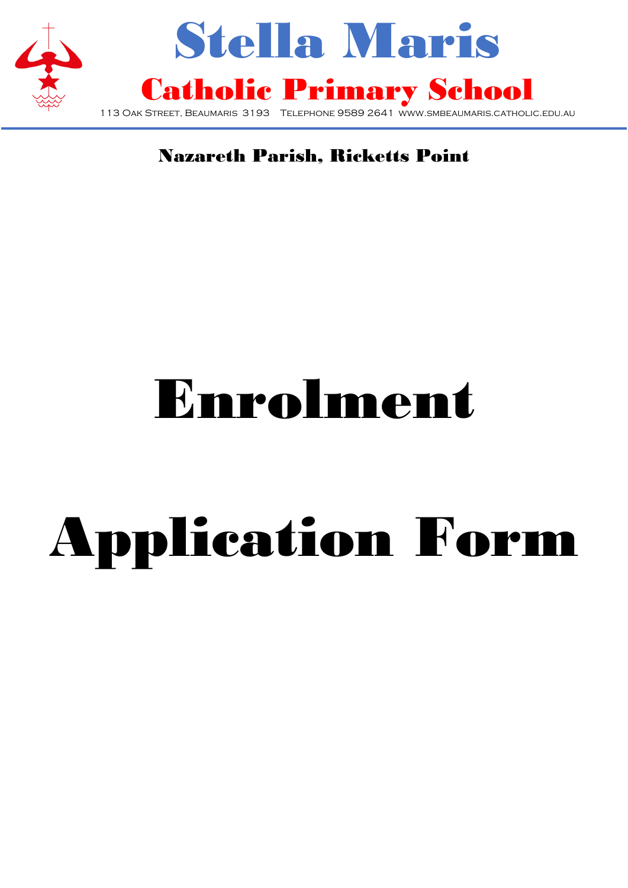# Stella Maris

## Catholic Primary School

113 Oak Street, Beaumaris 3193 Telephone 9589 2641 www.smbeaumaris.catholic.edu.au

**Nazareth Parish, Ricketts Point**

# Enrolment

# Application Form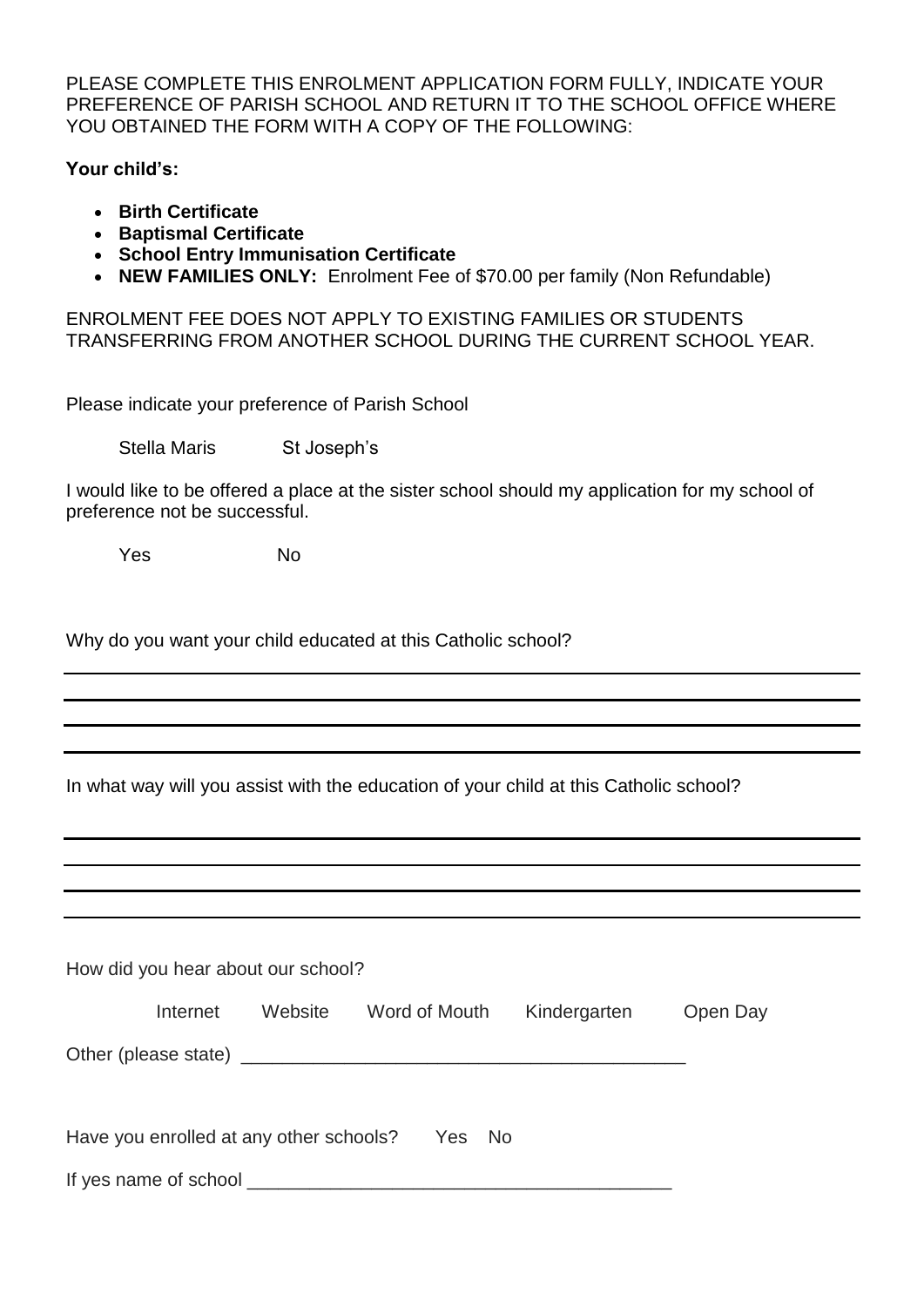PLEASE COMPLETE THIS ENROLMENT APPLICATION FORM FULLY, INDICATE YOUR PREFERENCE OF PARISH SCHOOL AND RETURN IT TO THE SCHOOL OFFICE WHERE YOU OBTAINED THE FORM WITH A COPY OF THE FOLLOWING:

**Your child's:**

- **Birth Certificate**
- **Baptismal Certificate**
- **School Entry Immunisation Certificate**
- **NEW FAMILIES ONLY:** Enrolment Fee of $70.00 per family (Non Refundable)

ENROLMENT FEE DOES NOT APPLY TO EXISTING FAMILIES OR STUDENTS TRANSFERRING FROM ANOTHER SCHOOL DURING THE CURRENT SCHOOL YEAR.

Please indicate your preference of Parish School

Stella Maris    St Joseph's

I would like to be offered a place at the sister school should my application for my school of preference not be successful.

Yes    No

Why do you want your child educated at this Catholic school?

\_\_\_\_\_\_\_\_\_\_\_\_\_\_\_\_\_\_\_\_\_\_\_\_\_\_\_\_\_\_\_\_\_\_\_\_\_\_\_\_\_\_\_\_\_\_\_\_\_\_\_\_\_\_\_\_\_\_\_\_\_\_\_\_\_\_\_\_\_\_\_\_\_\_

\_\_\_\_\_\_\_\_\_\_\_\_\_\_\_\_\_\_\_\_\_\_\_\_\_\_\_\_\_\_\_\_\_\_\_\_\_\_\_\_\_\_\_\_\_\_\_\_\_\_\_\_\_\_\_\_\_\_\_\_\_\_\_\_\_\_\_\_\_\_\_\_\_\_

\_\_\_\_\_\_\_\_\_\_\_\_\_\_\_\_\_\_\_\_\_\_\_\_\_\_\_\_\_\_\_\_\_\_\_\_\_\_\_\_\_\_\_\_\_\_\_\_\_\_\_\_\_\_\_\_\_\_\_\_\_\_\_\_\_\_\_\_\_\_\_\_\_\_

\_\_\_\_\_\_\_\_\_\_\_\_\_\_\_\_\_\_\_\_\_\_\_\_\_\_\_\_\_\_\_\_\_\_\_\_\_\_\_\_\_\_\_\_\_\_\_\_\_\_\_\_\_\_\_\_\_\_\_\_\_\_\_\_\_\_\_\_\_\_\_\_\_\_

In what way will you assist with the education of your child at this Catholic school?

\_\_\_\_\_\_\_\_\_\_\_\_\_\_\_\_\_\_\_\_\_\_\_\_\_\_\_\_\_\_\_\_\_\_\_\_\_\_\_\_\_\_\_\_\_\_\_\_\_\_\_\_\_\_\_\_\_\_\_\_\_\_\_\_\_\_\_\_\_\_\_\_\_\_

\_\_\_\_\_\_\_\_\_\_\_\_\_\_\_\_\_\_\_\_\_\_\_\_\_\_\_\_\_\_\_\_\_\_\_\_\_\_\_\_\_\_\_\_\_\_\_\_\_\_\_\_\_\_\_\_\_\_\_\_\_\_\_\_\_\_\_\_\_\_\_\_\_\_

\_\_\_\_\_\_\_\_\_\_\_\_\_\_\_\_\_\_\_\_\_\_\_\_\_\_\_\_\_\_\_\_\_\_\_\_\_\_\_\_\_\_\_\_\_\_\_\_\_\_\_\_\_\_\_\_\_\_\_\_\_\_\_\_\_\_\_\_\_\_\_\_\_\_

\_\_\_\_\_\_\_\_\_\_\_\_\_\_\_\_\_\_\_\_\_\_\_\_\_\_\_\_\_\_\_\_\_\_\_\_\_\_\_\_\_\_\_\_\_\_\_\_\_\_\_\_\_\_\_\_\_\_\_\_\_\_\_\_\_\_\_\_\_\_\_\_\_\_

How did you hear about our school?

Internet    Website    Word of Mouth    Kindergarten    Open Day

Other (please state) \_\_\_\_\_\_\_\_\_\_\_\_\_\_\_\_\_\_\_\_\_\_\_\_\_\_\_\_\_\_\_\_\_\_\_\_\_\_\_\_\_\_

Have you enrolled at any other schools?    Yes    No

If yes name of school \_\_\_\_\_\_\_\_\_\_\_\_\_\_\_\_\_\_\_\_\_\_\_\_\_\_\_\_\_\_\_\_\_\_\_\_\_\_\_\_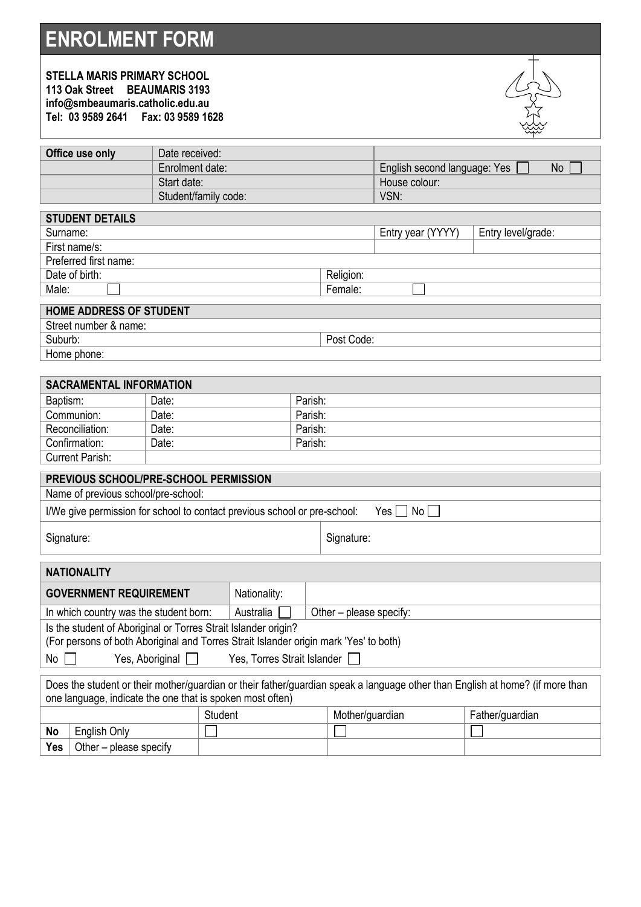# ENROLMENT FORM

**STELLA MARIS PRIMARY SCHOOL**
**113 Oak Street BEAUMARIS 3193**
**info@smbeaumaris.catholic.edu.au**
**Tel: 03 9589 2641 Fax: 03 9589 1628**

| **Office use only** | Date received: | |
|---|---|---|
| | Enrolment date: | English second language: Yes ☐ No ☐ |
| | Start date: | House colour: |
| | Student/family code: | VSN: |

| **STUDENT DETAILS** | | | |
|---|---|---|---|
| Surname: | | Entry year (YYYY) | Entry level/grade: |
| First name/s: | | | |
| Preferred first name: | | | |
| Date of birth: | Religion: | | |
| Male: ☐ | Female: ☐ | | |

| **HOME ADDRESS OF STUDENT** | |
|---|---|
| Street number & name: | |
| Suburb: | Post Code: |
| Home phone: | |

| **SACRAMENTAL INFORMATION** | | |
|---|---|---|
| Baptism: | Date: | Parish: |
| Communion: | Date: | Parish: |
| Reconciliation: | Date: | Parish: |
| Confirmation: | Date: | Parish: |
| Current Parish: | | |

| **PREVIOUS SCHOOL/PRE-SCHOOL PERMISSION** | |
|---|---|
| Name of previous school/pre-school: | |
| I/We give permission for school to contact previous school or pre-school: Yes ☐ No ☐ | |
| Signature: | Signature: |

| **NATIONALITY** | | |
|---|---|---|
| **GOVERNMENT REQUIREMENT** | Nationality: | |
| In which country was the student born: | Australia ☐ | Other – please specify: |
| Is the student of Aboriginal or Torres Strait Islander origin? (For persons of both Aboriginal and Torres Strait Islander origin mark 'Yes' to both) No ☐ Yes, Aboriginal ☐ Yes, Torres Strait Islander ☐ | | |

Does the student or their mother/guardian or their father/guardian speak a language other than English at home? (if more than one language, indicate the one that is spoken most often)

| | | Student | Mother/guardian | Father/guardian |
|---|---|---|---|---|
| **No** | English Only | ☐ | ☐ | ☐ |
| **Yes** | Other – please specify | | | |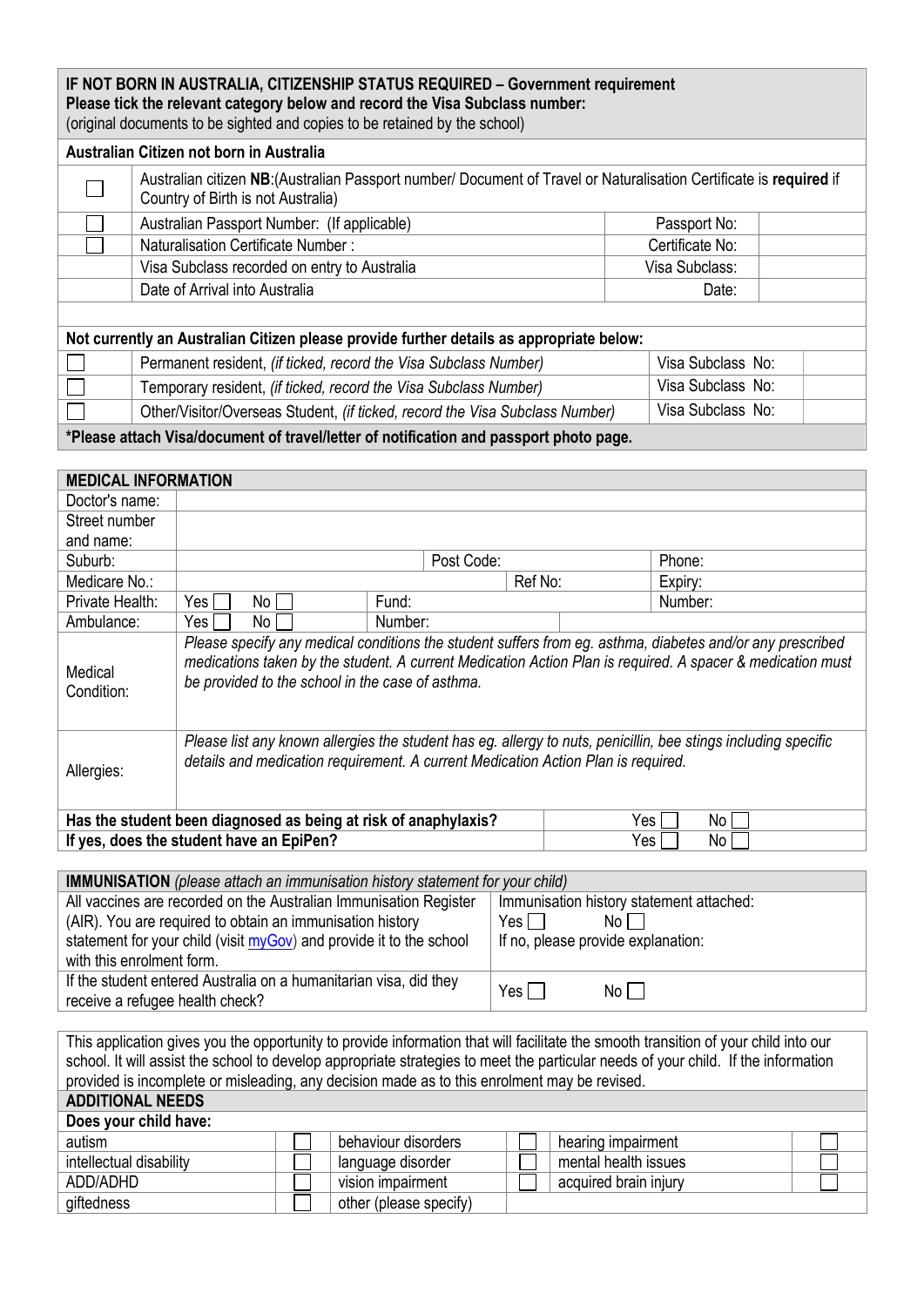| **IF NOT BORN IN AUSTRALIA, CITIZENSHIP STATUS REQUIRED – Government requirement**<br>**Please tick the relevant category below and record the Visa Subclass number:**<br>(original documents to be sighted and copies to be retained by the school) | | | |
|---|---|---|---|
| **Australian Citizen not born in Australia** | | | |
| ☐ | Australian citizen **NB**:(Australian Passport number/ Document of Travel or Naturalisation Certificate is **required** if Country of Birth is not Australia) | | |
| ☐ | Australian Passport Number: (If applicable) | Passport No: | |
| ☐ | Naturalisation Certificate Number : | Certificate No: | |
| | Visa Subclass recorded on entry to Australia | Visa Subclass: | |
| | Date of Arrival into Australia | Date: | |
| **Not currently an Australian Citizen please provide further details as appropriate below:** | | | |
| ☐ | Permanent resident, *(if ticked, record the Visa Subclass Number)* | Visa Subclass No: | |
| ☐ | Temporary resident, *(if ticked, record the Visa Subclass Number)* | Visa Subclass No: | |
| ☐ | Other/Visitor/Overseas Student, *(if ticked, record the Visa Subclass Number)* | Visa Subclass No: | |
| **\*Please attach Visa/document of travel/letter of notification and passport photo page.** | | | |

| **MEDICAL INFORMATION** | | | | |
|---|---|---|---|---|
| Doctor's name: | | | | |
| Street number and name: | | | | |
| Suburb: | | Post Code: | | Phone: |
| Medicare No.: | | | Ref No: | Expiry: |
| Private Health: | Yes ☐ No ☐ | Fund: | | Number: |
| Ambulance: | Yes ☐ No ☐ | Number: | | |
| Medical Condition: | *Please specify any medical conditions the student suffers from eg. asthma, diabetes and/or any prescribed medications taken by the student. A current Medication Action Plan is required. A spacer & medication must be provided to the school in the case of asthma.* | | | |
| Allergies: | *Please list any known allergies the student has eg. allergy to nuts, penicillin, bee stings including specific details and medication requirement. A current Medication Action Plan is required.* | | | |
| **Has the student been diagnosed as being at risk of anaphylaxis?** | | | | Yes ☐ No ☐ |
| **If yes, does the student have an EpiPen?** | | | | Yes ☐ No ☐ |

| **IMMUNISATION** *(please attach an immunisation history statement for your child)* | |
|---|---|
| All vaccines are recorded on the Australian Immunisation Register (AIR). You are required to obtain an immunisation history statement for your child (visit myGov) and provide it to the school with this enrolment form. | Immunisation history statement attached:<br>Yes ☐ No ☐<br>If no, please provide explanation: |
| If the student entered Australia on a humanitarian visa, did they receive a refugee health check? | Yes ☐ No ☐ |

This application gives you the opportunity to provide information that will facilitate the smooth transition of your child into our school. It will assist the school to develop appropriate strategies to meet the particular needs of your child. If the information provided is incomplete or misleading, any decision made as to this enrolment may be revised.

| **ADDITIONAL NEEDS** | | | | | |
|---|---|---|---|---|---|
| **Does your child have:** | | | | | |
| autism | ☐ | behaviour disorders | ☐ | hearing impairment | ☐ |
| intellectual disability | ☐ | language disorder | ☐ | mental health issues | ☐ |
| ADD/ADHD | ☐ | vision impairment | ☐ | acquired brain injury | ☐ |
| giftedness | ☐ | other (please specify) | | | |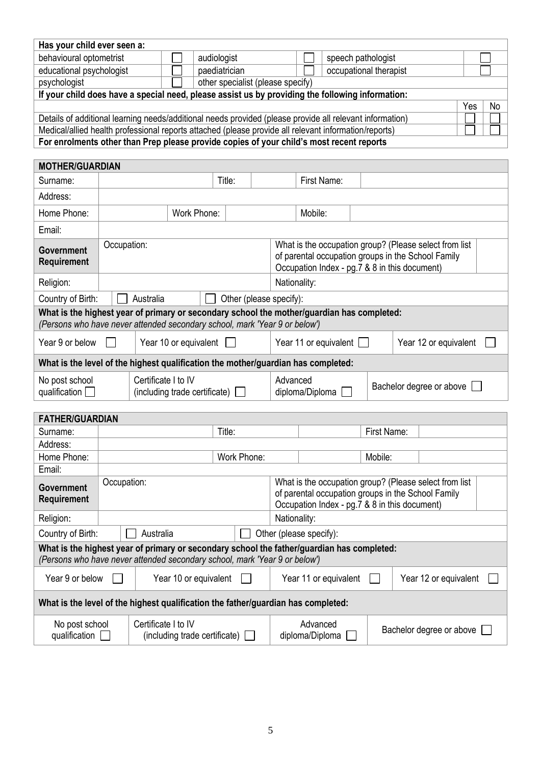| Has your child ever seen a: | | | | | | | |
|---|---|---|---|---|---|---|---|
| behavioural optometrist | ☐ | audiologist | ☐ | speech pathologist | ☐ | | |
| educational psychologist | ☐ | paediatrician | ☐ | occupational therapist | ☐ | | |
| psychologist | ☐ | other specialist (please specify) | | | | | |
| **If your child does have a special need, please assist us by providing the following information:** | | | | | | | |
| | | | | | | Yes | No |
| Details of additional learning needs/additional needs provided (please provide all relevant information) | | | | | | ☐ | ☐ |
| Medical/allied health professional reports attached (please provide all relevant information/reports) | | | | | | ☐ | ☐ |
| **For enrolments other than Prep please provide copies of your child's most recent reports** | | | | | | | |

| **MOTHER/GUARDIAN** | | | | | | | |
|---|---|---|---|---|---|---|---|
| Surname: | | Title: | | First Name: | | | |
| Address: | | | | | | | |
| Home Phone: | | Work Phone: | | Mobile: | | | |
| Email: | | | | | | | |
| **Government Requirement** | Occupation: | | | What is the occupation group? (Please select from list of parental occupation groups in the School Family Occupation Index - pg.7 & 8 in this document) | | | |
| Religion: | | | | Nationality: | | | |
| Country of Birth: | ☐ Australia | ☐ Other (please specify): | | | | | |
| **What is the highest year of primary or secondary school the mother/guardian has completed:** *(Persons who have never attended secondary school, mark 'Year 9 or below')* | | | | | | | |
| Year 9 or below ☐ | Year 10 or equivalent ☐ | | | Year 11 or equivalent ☐ | | Year 12 or equivalent ☐ | |
| **What is the level of the highest qualification the mother/guardian has completed:** | | | | | | | |
| No post school qualification ☐ | Certificate I to IV (including trade certificate) ☐ | | | Advanced diploma/Diploma ☐ | | Bachelor degree or above ☐ | |

| **FATHER/GUARDIAN** | | | | | | | |
|---|---|---|---|---|---|---|---|
| Surname: | | Title: | | First Name: | | | |
| Address: | | | | | | | |
| Home Phone: | | Work Phone: | | Mobile: | | | |
| Email: | | | | | | | |
| **Government Requirement** | Occupation: | | | What is the occupation group? (Please select from list of parental occupation groups in the School Family Occupation Index - pg.7 & 8 in this document) | | | |
| Religion: | | | | Nationality: | | | |
| Country of Birth: | ☐ Australia | ☐ Other (please specify): | | | | | |
| **What is the highest year of primary or secondary school the father/guardian has completed:** *(Persons who have never attended secondary school, mark 'Year 9 or below')* | | | | | | | |
| Year 9 or below ☐ | Year 10 or equivalent ☐ | | | Year 11 or equivalent ☐ | | Year 12 or equivalent ☐ | |
| **What is the level of the highest qualification the father/guardian has completed:** | | | | | | | |
| No post school qualification ☐ | Certificate I to IV (including trade certificate) ☐ | | | Advanced diploma/Diploma ☐ | | Bachelor degree or above ☐ | |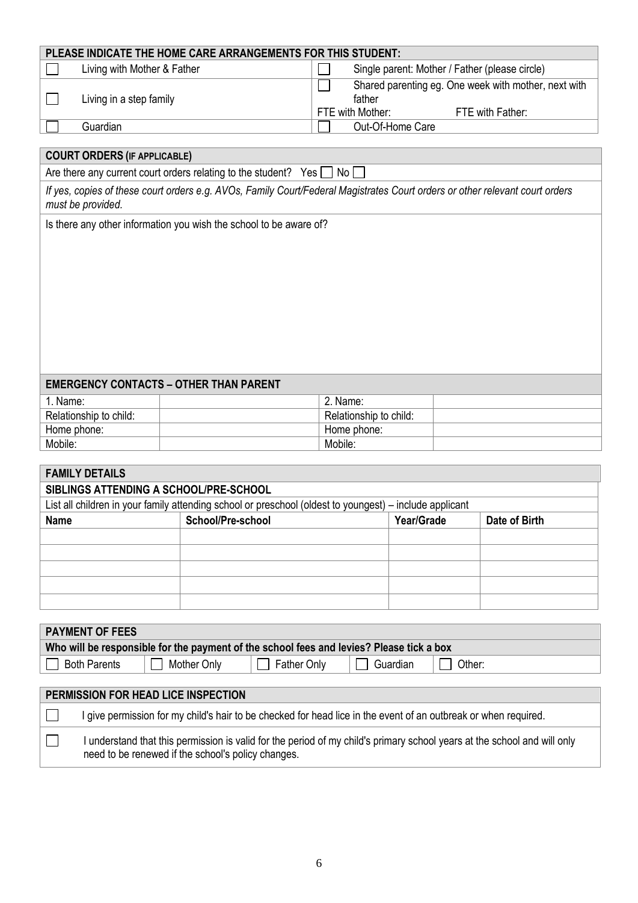## PLEASE INDICATE THE HOME CARE ARRANGEMENTS FOR THIS STUDENT:

| | | | |
|---|---|---|---|
| ☐ | Living with Mother & Father | ☐ | Single parent: Mother / Father (please circle) |
| ☐ | Living in a step family | ☐ | Shared parenting eg. One week with mother, next with father<br>FTE with Mother: FTE with Father: |
| ☐ | Guardian | ☐ | Out-Of-Home Care |

## COURT ORDERS (IF APPLICABLE)

Are there any current court orders relating to the student? Yes ☐ No ☐

*If yes, copies of these court orders e.g. AVOs, Family Court/Federal Magistrates Court orders or other relevant court orders must be provided.*

Is there any other information you wish the school to be aware of?

## EMERGENCY CONTACTS – OTHER THAN PARENT

| | | | |
|---|---|---|---|
| 1. Name: | | 2. Name: | |
| Relationship to child: | | Relationship to child: | |
| Home phone: | | Home phone: | |
| Mobile: | | Mobile: | |

## FAMILY DETAILS

### SIBLINGS ATTENDING A SCHOOL/PRE-SCHOOL

List all children in your family attending school or preschool (oldest to youngest) – include applicant

| Name | School/Pre-school | Year/Grade | Date of Birth |
|---|---|---|---|
| | | | |
| | | | |
| | | | |
| | | | |
| | | | |

## PAYMENT OF FEES

**Who will be responsible for the payment of the school fees and levies? Please tick a box**

☐ Both Parents ☐ Mother Only ☐ Father Only ☐ Guardian ☐ Other:

## PERMISSION FOR HEAD LICE INSPECTION

☐ I give permission for my child's hair to be checked for head lice in the event of an outbreak or when required.

☐ I understand that this permission is valid for the period of my child's primary school years at the school and will only need to be renewed if the school's policy changes.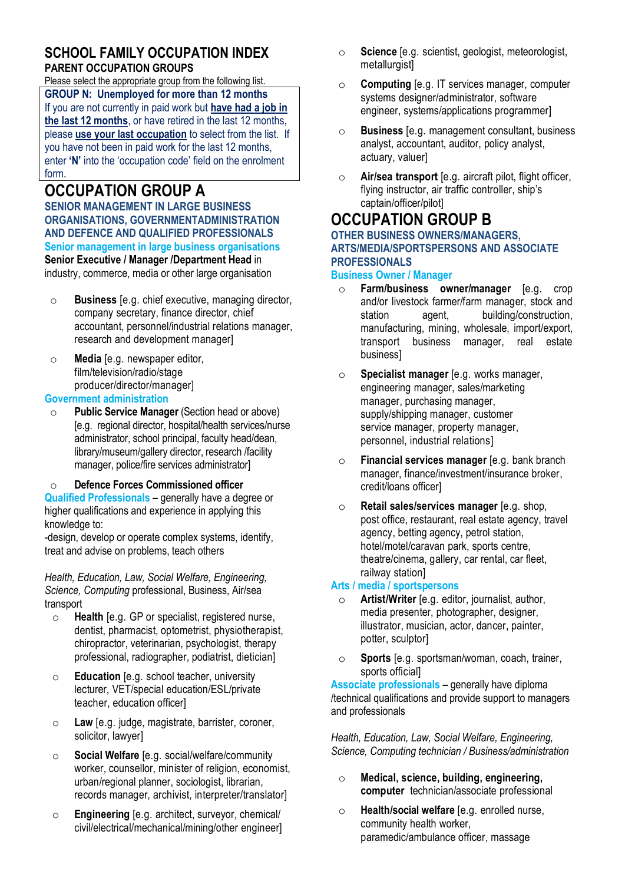# SCHOOL FAMILY OCCUPATION INDEX

## PARENT OCCUPATION GROUPS

Please select the appropriate group from the following list.

**GROUP N: Unemployed for more than 12 months**

If you are not currently in paid work but **have had a job in the last 12 months**, or have retired in the last 12 months, please **use your last occupation** to select from the list. If you have not been in paid work for the last 12 months, enter **'N'** into the 'occupation code' field on the enrolment form.

# OCCUPATION GROUP A

### SENIOR MANAGEMENT IN LARGE BUSINESS ORGANISATIONS, GOVERNMENTADMINISTRATION AND DEFENCE AND QUALIFIED PROFESSIONALS

### Senior management in large business organisations

**Senior Executive / Manager /Department Head** in industry, commerce, media or other large organisation

- **Business** [e.g. chief executive, managing director, company secretary, finance director, chief accountant, personnel/industrial relations manager, research and development manager]
- **Media** [e.g. newspaper editor, film/television/radio/stage producer/director/manager]

### Government administration

- **Public Service Manager** (Section head or above) [e.g. regional director, hospital/health services/nurse administrator, school principal, faculty head/dean, library/museum/gallery director, research /facility manager, police/fire services administrator]
- **Defence Forces Commissioned officer**

**Qualified Professionals** – generally have a degree or higher qualifications and experience in applying this knowledge to:
-design, develop or operate complex systems, identify, treat and advise on problems, teach others

*Health, Education, Law, Social Welfare, Engineering, Science, Computing* professional, Business, Air/sea transport

- **Health** [e.g. GP or specialist, registered nurse, dentist, pharmacist, optometrist, physiotherapist, chiropractor, veterinarian, psychologist, therapy professional, radiographer, podiatrist, dietician]
- **Education** [e.g. school teacher, university lecturer, VET/special education/ESL/private teacher, education officer]
- **Law** [e.g. judge, magistrate, barrister, coroner, solicitor, lawyer]
- **Social Welfare** [e.g. social/welfare/community worker, counsellor, minister of religion, economist, urban/regional planner, sociologist, librarian, records manager, archivist, interpreter/translator]
- **Engineering** [e.g. architect, surveyor, chemical/ civil/electrical/mechanical/mining/other engineer]
- **Science** [e.g. scientist, geologist, meteorologist, metallurgist]
- **Computing** [e.g. IT services manager, computer systems designer/administrator, software engineer, systems/applications programmer]
- **Business** [e.g. management consultant, business analyst, accountant, auditor, policy analyst, actuary, valuer]
- **Air/sea transport** [e.g. aircraft pilot, flight officer, flying instructor, air traffic controller, ship's captain/officer/pilot]

# OCCUPATION GROUP B

### OTHER BUSINESS OWNERS/MANAGERS, ARTS/MEDIA/SPORTSPERSONS AND ASSOCIATE PROFESSIONALS

### Business Owner / Manager

- **Farm/business owner/manager** [e.g. crop and/or livestock farmer/farm manager, stock and station agent, building/construction, manufacturing, mining, wholesale, import/export, transport business manager, real estate business]
- **Specialist manager** [e.g. works manager, engineering manager, sales/marketing manager, purchasing manager, supply/shipping manager, customer service manager, property manager, personnel, industrial relations]
- **Financial services manager** [e.g. bank branch manager, finance/investment/insurance broker, credit/loans officer]
- **Retail sales/services manager** [e.g. shop, post office, restaurant, real estate agency, travel agency, betting agency, petrol station, hotel/motel/caravan park, sports centre, theatre/cinema, gallery, car rental, car fleet, railway station]

### Arts / media / sportspersons

- **Artist/Writer** [e.g. editor, journalist, author, media presenter, photographer, designer, illustrator, musician, actor, dancer, painter, potter, sculptor]
- **Sports** [e.g. sportsman/woman, coach, trainer, sports official]

**Associate professionals** – generally have diploma /technical qualifications and provide support to managers and professionals

*Health, Education, Law, Social Welfare, Engineering, Science, Computing technician / Business/administration*

- **Medical, science, building, engineering, computer** technician/associate professional
- **Health/social welfare** [e.g. enrolled nurse, community health worker, paramedic/ambulance officer, massage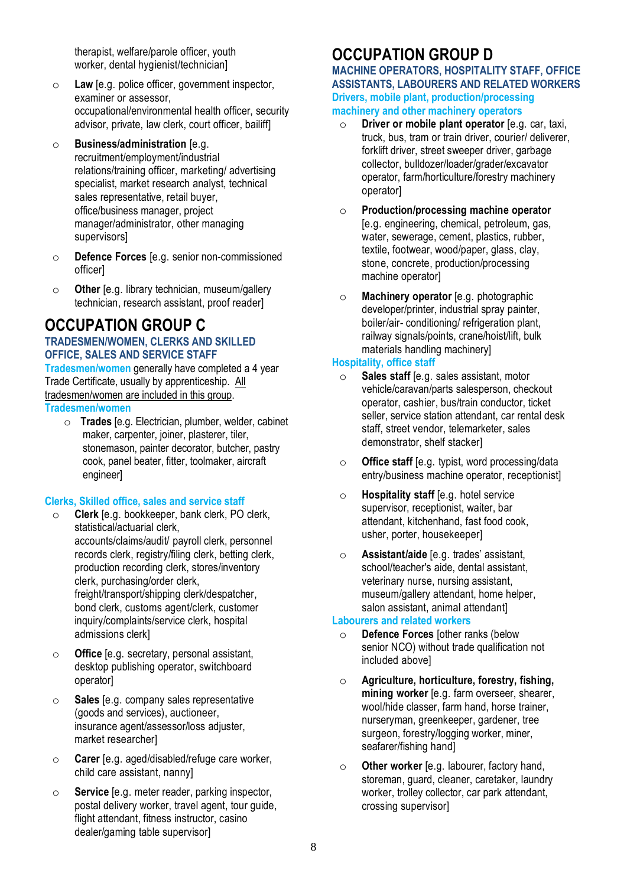therapist, welfare/parole officer, youth worker, dental hygienist/technician]

- **Law** [e.g. police officer, government inspector, examiner or assessor, occupational/environmental health officer, security advisor, private, law clerk, court officer, bailiff]
- **Business/administration** [e.g. recruitment/employment/industrial relations/training officer, marketing/ advertising specialist, market research analyst, technical sales representative, retail buyer, office/business manager, project manager/administrator, other managing supervisors]
- **Defence Forces** [e.g. senior non-commissioned officer]
- **Other** [e.g. library technician, museum/gallery technician, research assistant, proof reader]

# OCCUPATION GROUP C

## TRADESMEN/WOMEN, CLERKS AND SKILLED OFFICE, SALES AND SERVICE STAFF

**Tradesmen/women** generally have completed a 4 year Trade Certificate, usually by apprenticeship. All tradesmen/women are included in this group.

### Tradesmen/women

- **Trades** [e.g. Electrician, plumber, welder, cabinet maker, carpenter, joiner, plasterer, tiler, stonemason, painter decorator, butcher, pastry cook, panel beater, fitter, toolmaker, aircraft engineer]

### Clerks, Skilled office, sales and service staff

- **Clerk** [e.g. bookkeeper, bank clerk, PO clerk, statistical/actuarial clerk, accounts/claims/audit/ payroll clerk, personnel records clerk, registry/filing clerk, betting clerk, production recording clerk, stores/inventory clerk, purchasing/order clerk, freight/transport/shipping clerk/despatcher, bond clerk, customs agent/clerk, customer inquiry/complaints/service clerk, hospital admissions clerk]
- **Office** [e.g. secretary, personal assistant, desktop publishing operator, switchboard operator]
- **Sales** [e.g. company sales representative (goods and services), auctioneer, insurance agent/assessor/loss adjuster, market researcher]
- **Carer** [e.g. aged/disabled/refuge care worker, child care assistant, nanny]
- **Service** [e.g. meter reader, parking inspector, postal delivery worker, travel agent, tour guide, flight attendant, fitness instructor, casino dealer/gaming table supervisor]

# OCCUPATION GROUP D

## MACHINE OPERATORS, HOSPITALITY STAFF, OFFICE ASSISTANTS, LABOURERS AND RELATED WORKERS

### Drivers, mobile plant, production/processing machinery and other machinery operators

- **Driver or mobile plant operator** [e.g. car, taxi, truck, bus, tram or train driver, courier/ deliverer, forklift driver, street sweeper driver, garbage collector, bulldozer/loader/grader/excavator operator, farm/horticulture/forestry machinery operator]
- **Production/processing machine operator** [e.g. engineering, chemical, petroleum, gas, water, sewerage, cement, plastics, rubber, textile, footwear, wood/paper, glass, clay, stone, concrete, production/processing machine operator]
- **Machinery operator** [e.g. photographic developer/printer, industrial spray painter, boiler/air- conditioning/ refrigeration plant, railway signals/points, crane/hoist/lift, bulk materials handling machinery]

### Hospitality, office staff

- **Sales staff** [e.g. sales assistant, motor vehicle/caravan/parts salesperson, checkout operator, cashier, bus/train conductor, ticket seller, service station attendant, car rental desk staff, street vendor, telemarketer, sales demonstrator, shelf stacker]
- **Office staff** [e.g. typist, word processing/data entry/business machine operator, receptionist]
- **Hospitality staff** [e.g. hotel service supervisor, receptionist, waiter, bar attendant, kitchenhand, fast food cook, usher, porter, housekeeper]
- **Assistant/aide** [e.g. trades' assistant, school/teacher's aide, dental assistant, veterinary nurse, nursing assistant, museum/gallery attendant, home helper, salon assistant, animal attendant]

### Labourers and related workers

- **Defence Forces** [other ranks (below senior NCO) without trade qualification not included above]
- **Agriculture, horticulture, forestry, fishing, mining worker** [e.g. farm overseer, shearer, wool/hide classer, farm hand, horse trainer, nurseryman, greenkeeper, gardener, tree surgeon, forestry/logging worker, miner, seafarer/fishing hand]
- **Other worker** [e.g. labourer, factory hand, storeman, guard, cleaner, caretaker, laundry worker, trolley collector, car park attendant, crossing supervisor]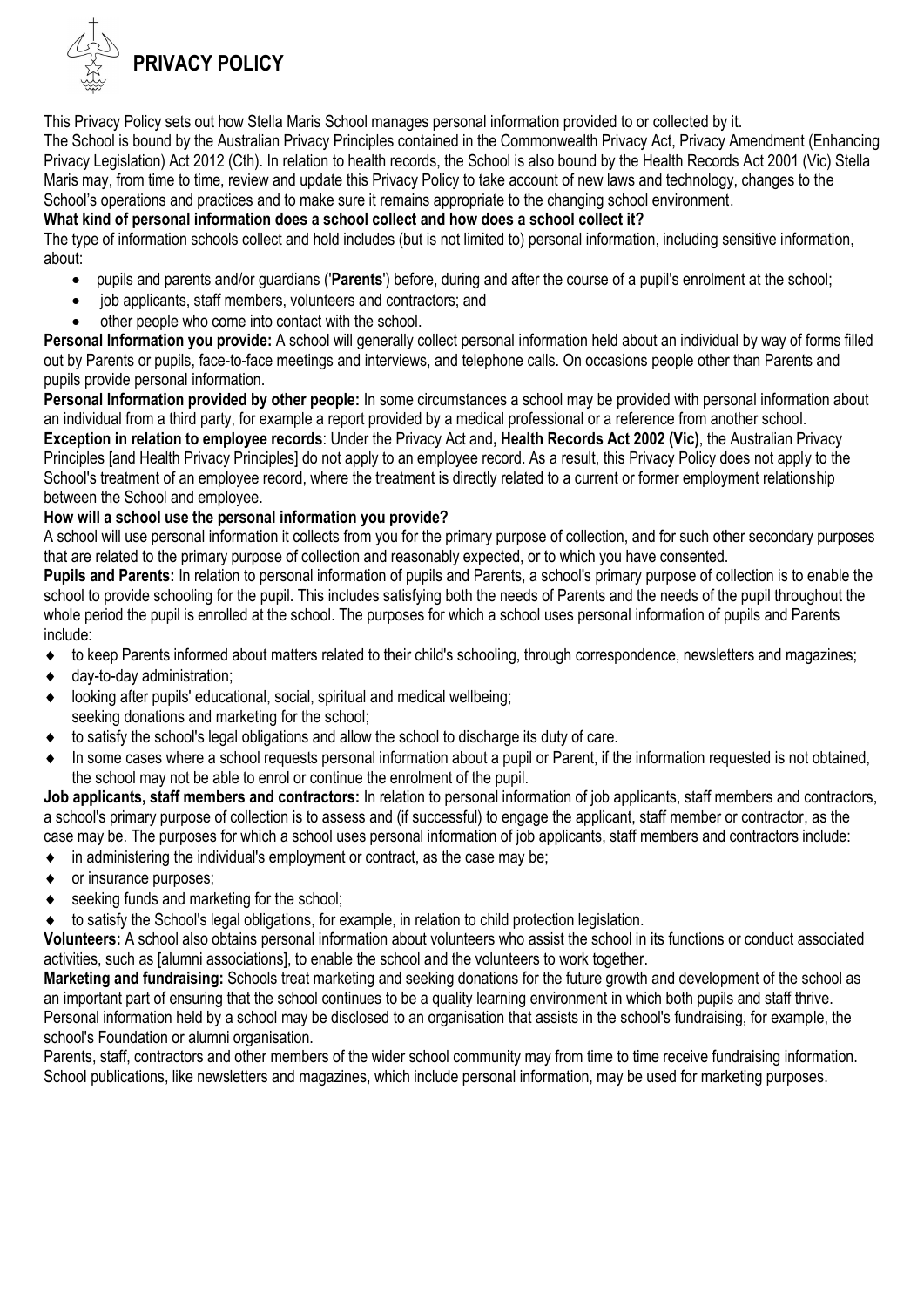# PRIVACY POLICY

This Privacy Policy sets out how Stella Maris School manages personal information provided to or collected by it.
The School is bound by the Australian Privacy Principles contained in the Commonwealth Privacy Act, Privacy Amendment (Enhancing Privacy Legislation) Act 2012 (Cth). In relation to health records, the School is also bound by the Health Records Act 2001 (Vic) Stella Maris may, from time to time, review and update this Privacy Policy to take account of new laws and technology, changes to the School's operations and practices and to make sure it remains appropriate to the changing school environment.

**What kind of personal information does a school collect and how does a school collect it?**

The type of information schools collect and hold includes (but is not limited to) personal information, including sensitive information, about:

- pupils and parents and/or guardians ('**Parents**') before, during and after the course of a pupil's enrolment at the school;
- job applicants, staff members, volunteers and contractors; and
- other people who come into contact with the school.

**Personal Information you provide:** A school will generally collect personal information held about an individual by way of forms filled out by Parents or pupils, face-to-face meetings and interviews, and telephone calls. On occasions people other than Parents and pupils provide personal information.

**Personal Information provided by other people:** In some circumstances a school may be provided with personal information about an individual from a third party, for example a report provided by a medical professional or a reference from another school.

**Exception in relation to employee records**: Under the Privacy Act and**, Health Records Act 2002 (Vic)**, the Australian Privacy Principles [and Health Privacy Principles] do not apply to an employee record. As a result, this Privacy Policy does not apply to the School's treatment of an employee record, where the treatment is directly related to a current or former employment relationship between the School and employee.

**How will a school use the personal information you provide?**

A school will use personal information it collects from you for the primary purpose of collection, and for such other secondary purposes that are related to the primary purpose of collection and reasonably expected, or to which you have consented.

**Pupils and Parents:** In relation to personal information of pupils and Parents, a school's primary purpose of collection is to enable the school to provide schooling for the pupil. This includes satisfying both the needs of Parents and the needs of the pupil throughout the whole period the pupil is enrolled at the school. The purposes for which a school uses personal information of pupils and Parents include:

- to keep Parents informed about matters related to their child's schooling, through correspondence, newsletters and magazines;
- day-to-day administration;
- looking after pupils' educational, social, spiritual and medical wellbeing;
  seeking donations and marketing for the school;
- to satisfy the school's legal obligations and allow the school to discharge its duty of care.
- In some cases where a school requests personal information about a pupil or Parent, if the information requested is not obtained, the school may not be able to enrol or continue the enrolment of the pupil.

**Job applicants, staff members and contractors:** In relation to personal information of job applicants, staff members and contractors, a school's primary purpose of collection is to assess and (if successful) to engage the applicant, staff member or contractor, as the case may be. The purposes for which a school uses personal information of job applicants, staff members and contractors include:

- in administering the individual's employment or contract, as the case may be;
- or insurance purposes;
- seeking funds and marketing for the school;
- to satisfy the School's legal obligations, for example, in relation to child protection legislation.

**Volunteers:** A school also obtains personal information about volunteers who assist the school in its functions or conduct associated activities, such as [alumni associations], to enable the school and the volunteers to work together.

**Marketing and fundraising:** Schools treat marketing and seeking donations for the future growth and development of the school as an important part of ensuring that the school continues to be a quality learning environment in which both pupils and staff thrive.
Personal information held by a school may be disclosed to an organisation that assists in the school's fundraising, for example, the school's Foundation or alumni organisation.

Parents, staff, contractors and other members of the wider school community may from time to time receive fundraising information. School publications, like newsletters and magazines, which include personal information, may be used for marketing purposes.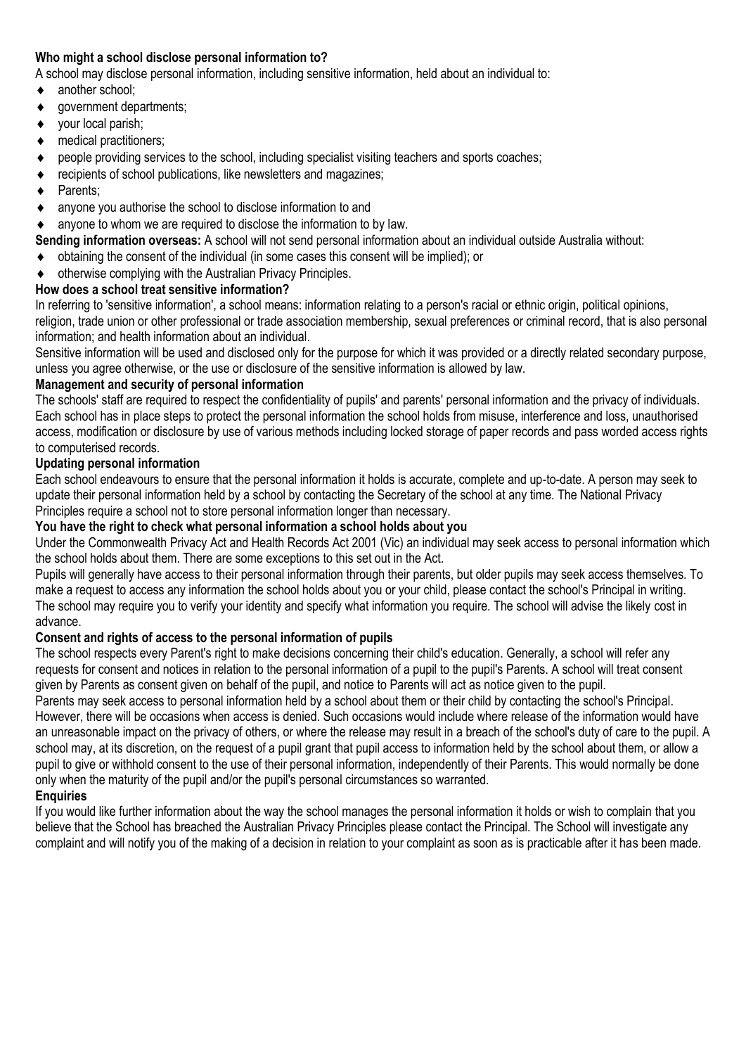**Who might a school disclose personal information to?**

A school may disclose personal information, including sensitive information, held about an individual to:

- another school;
- government departments;
- your local parish;
- medical practitioners;
- people providing services to the school, including specialist visiting teachers and sports coaches;
- recipients of school publications, like newsletters and magazines;
- Parents;
- anyone you authorise the school to disclose information to and
- anyone to whom we are required to disclose the information to by law.

**Sending information overseas:** A school will not send personal information about an individual outside Australia without:

- obtaining the consent of the individual (in some cases this consent will be implied); or
- otherwise complying with the Australian Privacy Principles.

**How does a school treat sensitive information?**

In referring to 'sensitive information', a school means: information relating to a person's racial or ethnic origin, political opinions, religion, trade union or other professional or trade association membership, sexual preferences or criminal record, that is also personal information; and health information about an individual.

Sensitive information will be used and disclosed only for the purpose for which it was provided or a directly related secondary purpose, unless you agree otherwise, or the use or disclosure of the sensitive information is allowed by law.

**Management and security of personal information**

The schools' staff are required to respect the confidentiality of pupils' and parents' personal information and the privacy of individuals. Each school has in place steps to protect the personal information the school holds from misuse, interference and loss, unauthorised access, modification or disclosure by use of various methods including locked storage of paper records and pass worded access rights to computerised records.

**Updating personal information**

Each school endeavours to ensure that the personal information it holds is accurate, complete and up-to-date. A person may seek to update their personal information held by a school by contacting the Secretary of the school at any time. The National Privacy Principles require a school not to store personal information longer than necessary.

**You have the right to check what personal information a school holds about you**

Under the Commonwealth Privacy Act and Health Records Act 2001 (Vic) an individual may seek access to personal information which the school holds about them. There are some exceptions to this set out in the Act.

Pupils will generally have access to their personal information through their parents, but older pupils may seek access themselves. To make a request to access any information the school holds about you or your child, please contact the school's Principal in writing. The school may require you to verify your identity and specify what information you require. The school will advise the likely cost in advance.

**Consent and rights of access to the personal information of pupils**

The school respects every Parent's right to make decisions concerning their child's education. Generally, a school will refer any requests for consent and notices in relation to the personal information of a pupil to the pupil's Parents. A school will treat consent given by Parents as consent given on behalf of the pupil, and notice to Parents will act as notice given to the pupil.

Parents may seek access to personal information held by a school about them or their child by contacting the school's Principal. However, there will be occasions when access is denied. Such occasions would include where release of the information would have an unreasonable impact on the privacy of others, or where the release may result in a breach of the school's duty of care to the pupil. A school may, at its discretion, on the request of a pupil grant that pupil access to information held by the school about them, or allow a pupil to give or withhold consent to the use of their personal information, independently of their Parents. This would normally be done only when the maturity of the pupil and/or the pupil's personal circumstances so warranted.

**Enquiries**

If you would like further information about the way the school manages the personal information it holds or wish to complain that you believe that the School has breached the Australian Privacy Principles please contact the Principal. The School will investigate any complaint and will notify you of the making of a decision in relation to your complaint as soon as is practicable after it has been made.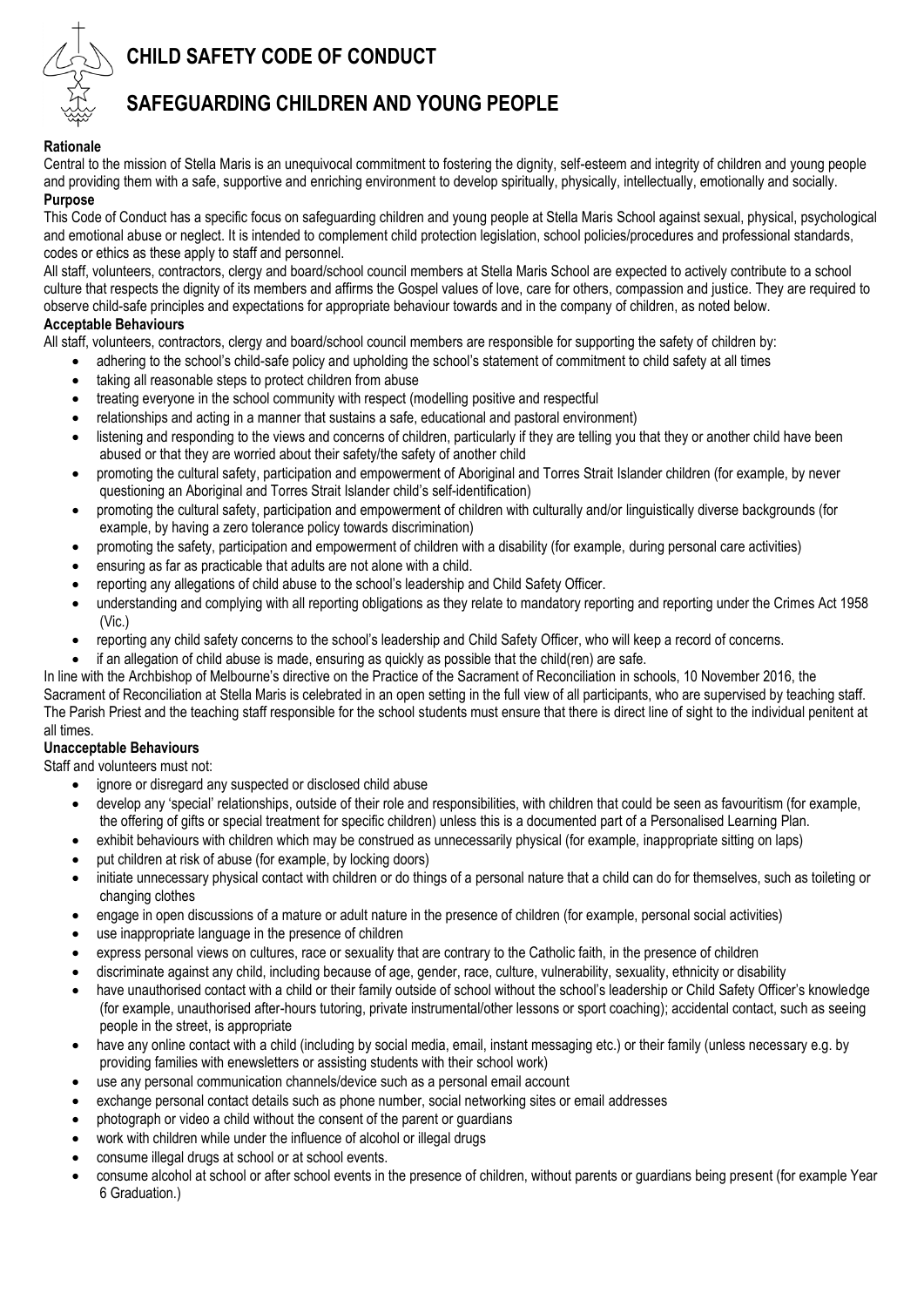# CHILD SAFETY CODE OF CONDUCT

## SAFEGUARDING CHILDREN AND YOUNG PEOPLE

**Rationale**

Central to the mission of Stella Maris is an unequivocal commitment to fostering the dignity, self-esteem and integrity of children and young people and providing them with a safe, supportive and enriching environment to develop spiritually, physically, intellectually, emotionally and socially.

**Purpose**

This Code of Conduct has a specific focus on safeguarding children and young people at Stella Maris School against sexual, physical, psychological and emotional abuse or neglect. It is intended to complement child protection legislation, school policies/procedures and professional standards, codes or ethics as these apply to staff and personnel.

All staff, volunteers, contractors, clergy and board/school council members at Stella Maris School are expected to actively contribute to a school culture that respects the dignity of its members and affirms the Gospel values of love, care for others, compassion and justice. They are required to observe child-safe principles and expectations for appropriate behaviour towards and in the company of children, as noted below.

**Acceptable Behaviours**

All staff, volunteers, contractors, clergy and board/school council members are responsible for supporting the safety of children by:

- adhering to the school's child-safe policy and upholding the school's statement of commitment to child safety at all times
- taking all reasonable steps to protect children from abuse
- treating everyone in the school community with respect (modelling positive and respectful
- relationships and acting in a manner that sustains a safe, educational and pastoral environment)
- listening and responding to the views and concerns of children, particularly if they are telling you that they or another child have been abused or that they are worried about their safety/the safety of another child
- promoting the cultural safety, participation and empowerment of Aboriginal and Torres Strait Islander children (for example, by never questioning an Aboriginal and Torres Strait Islander child's self-identification)
- promoting the cultural safety, participation and empowerment of children with culturally and/or linguistically diverse backgrounds (for example, by having a zero tolerance policy towards discrimination)
- promoting the safety, participation and empowerment of children with a disability (for example, during personal care activities)
- ensuring as far as practicable that adults are not alone with a child.
- reporting any allegations of child abuse to the school's leadership and Child Safety Officer.
- understanding and complying with all reporting obligations as they relate to mandatory reporting and reporting under the Crimes Act 1958 (Vic.)
- reporting any child safety concerns to the school's leadership and Child Safety Officer, who will keep a record of concerns.
- if an allegation of child abuse is made, ensuring as quickly as possible that the child(ren) are safe.

In line with the Archbishop of Melbourne's directive on the Practice of the Sacrament of Reconciliation in schools, 10 November 2016, the Sacrament of Reconciliation at Stella Maris is celebrated in an open setting in the full view of all participants, who are supervised by teaching staff. The Parish Priest and the teaching staff responsible for the school students must ensure that there is direct line of sight to the individual penitent at all times.

**Unacceptable Behaviours**

Staff and volunteers must not:

- ignore or disregard any suspected or disclosed child abuse
- develop any 'special' relationships, outside of their role and responsibilities, with children that could be seen as favouritism (for example, the offering of gifts or special treatment for specific children) unless this is a documented part of a Personalised Learning Plan.
- exhibit behaviours with children which may be construed as unnecessarily physical (for example, inappropriate sitting on laps)
- put children at risk of abuse (for example, by locking doors)
- initiate unnecessary physical contact with children or do things of a personal nature that a child can do for themselves, such as toileting or changing clothes
- engage in open discussions of a mature or adult nature in the presence of children (for example, personal social activities)
- use inappropriate language in the presence of children
- express personal views on cultures, race or sexuality that are contrary to the Catholic faith, in the presence of children
- discriminate against any child, including because of age, gender, race, culture, vulnerability, sexuality, ethnicity or disability
- have unauthorised contact with a child or their family outside of school without the school's leadership or Child Safety Officer's knowledge (for example, unauthorised after-hours tutoring, private instrumental/other lessons or sport coaching); accidental contact, such as seeing people in the street, is appropriate
- have any online contact with a child (including by social media, email, instant messaging etc.) or their family (unless necessary e.g. by providing families with enewsletters or assisting students with their school work)
- use any personal communication channels/device such as a personal email account
- exchange personal contact details such as phone number, social networking sites or email addresses
- photograph or video a child without the consent of the parent or guardians
- work with children while under the influence of alcohol or illegal drugs
- consume illegal drugs at school or at school events.
- consume alcohol at school or after school events in the presence of children, without parents or guardians being present (for example Year 6 Graduation.)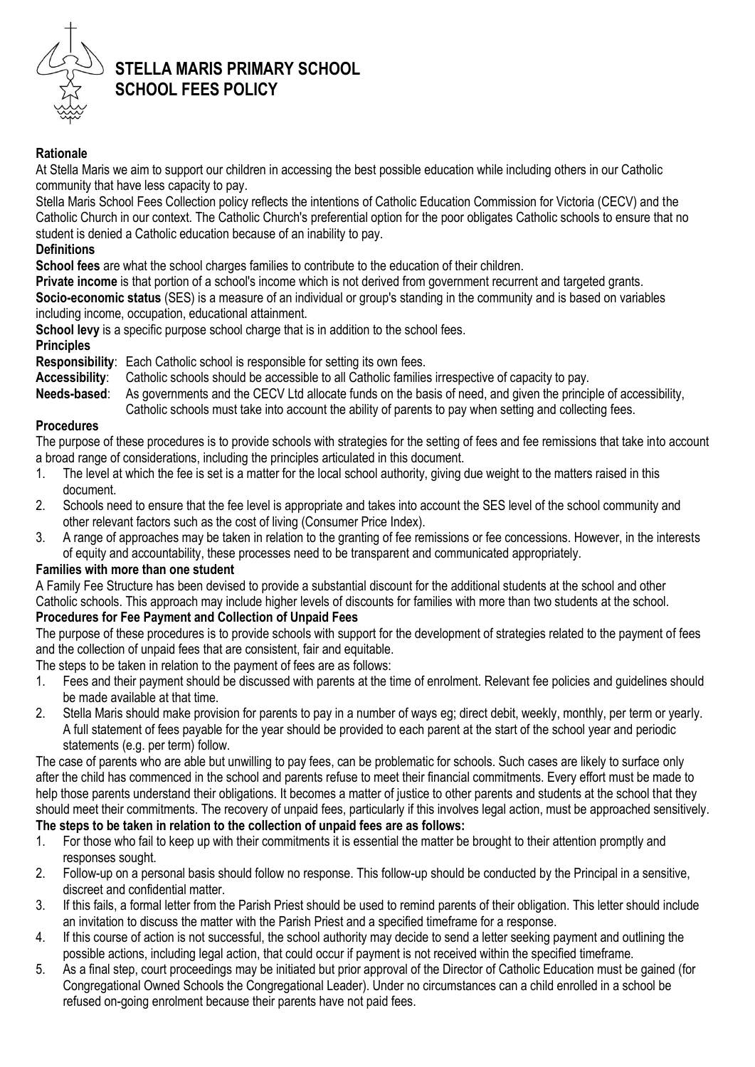# STELLA MARIS PRIMARY SCHOOL
# SCHOOL FEES POLICY

**Rationale**

At Stella Maris we aim to support our children in accessing the best possible education while including others in our Catholic community that have less capacity to pay.

Stella Maris School Fees Collection policy reflects the intentions of Catholic Education Commission for Victoria (CECV) and the Catholic Church in our context. The Catholic Church's preferential option for the poor obligates Catholic schools to ensure that no student is denied a Catholic education because of an inability to pay.

**Definitions**

**School fees** are what the school charges families to contribute to the education of their children.

**Private income** is that portion of a school's income which is not derived from government recurrent and targeted grants.

**Socio-economic status** (SES) is a measure of an individual or group's standing in the community and is based on variables including income, occupation, educational attainment.

**School levy** is a specific purpose school charge that is in addition to the school fees.

**Principles**

**Responsibility**: Each Catholic school is responsible for setting its own fees.

**Accessibility**: Catholic schools should be accessible to all Catholic families irrespective of capacity to pay.

**Needs-based**: As governments and the CECV Ltd allocate funds on the basis of need, and given the principle of accessibility, Catholic schools must take into account the ability of parents to pay when setting and collecting fees.

**Procedures**

The purpose of these procedures is to provide schools with strategies for the setting of fees and fee remissions that take into account a broad range of considerations, including the principles articulated in this document.

1. The level at which the fee is set is a matter for the local school authority, giving due weight to the matters raised in this document.
2. Schools need to ensure that the fee level is appropriate and takes into account the SES level of the school community and other relevant factors such as the cost of living (Consumer Price Index).
3. A range of approaches may be taken in relation to the granting of fee remissions or fee concessions. However, in the interests of equity and accountability, these processes need to be transparent and communicated appropriately.

**Families with more than one student**

A Family Fee Structure has been devised to provide a substantial discount for the additional students at the school and other Catholic schools. This approach may include higher levels of discounts for families with more than two students at the school.

**Procedures for Fee Payment and Collection of Unpaid Fees**

The purpose of these procedures is to provide schools with support for the development of strategies related to the payment of fees and the collection of unpaid fees that are consistent, fair and equitable.

The steps to be taken in relation to the payment of fees are as follows:

1. Fees and their payment should be discussed with parents at the time of enrolment. Relevant fee policies and guidelines should be made available at that time.
2. Stella Maris should make provision for parents to pay in a number of ways eg; direct debit, weekly, monthly, per term or yearly. A full statement of fees payable for the year should be provided to each parent at the start of the school year and periodic statements (e.g. per term) follow.

The case of parents who are able but unwilling to pay fees, can be problematic for schools. Such cases are likely to surface only after the child has commenced in the school and parents refuse to meet their financial commitments. Every effort must be made to help those parents understand their obligations. It becomes a matter of justice to other parents and students at the school that they should meet their commitments. The recovery of unpaid fees, particularly if this involves legal action, must be approached sensitively.

**The steps to be taken in relation to the collection of unpaid fees are as follows:**

1. For those who fail to keep up with their commitments it is essential the matter be brought to their attention promptly and responses sought.
2. Follow-up on a personal basis should follow no response. This follow-up should be conducted by the Principal in a sensitive, discreet and confidential matter.
3. If this fails, a formal letter from the Parish Priest should be used to remind parents of their obligation. This letter should include an invitation to discuss the matter with the Parish Priest and a specified timeframe for a response.
4. If this course of action is not successful, the school authority may decide to send a letter seeking payment and outlining the possible actions, including legal action, that could occur if payment is not received within the specified timeframe.
5. As a final step, court proceedings may be initiated but prior approval of the Director of Catholic Education must be gained (for Congregational Owned Schools the Congregational Leader). Under no circumstances can a child enrolled in a school be refused on-going enrolment because their parents have not paid fees.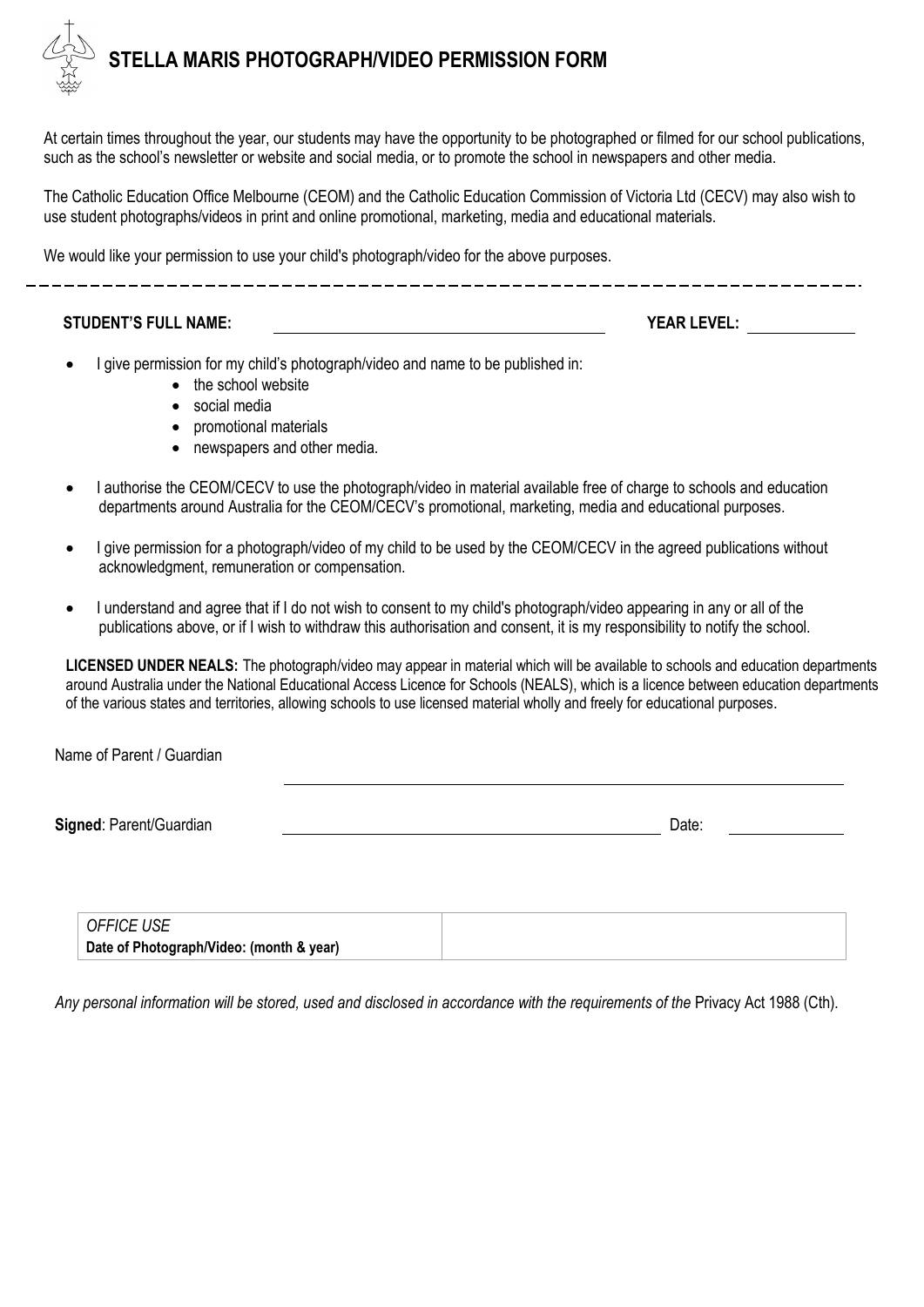# STELLA MARIS PHOTOGRAPH/VIDEO PERMISSION FORM

At certain times throughout the year, our students may have the opportunity to be photographed or filmed for our school publications, such as the school's newsletter or website and social media, or to promote the school in newspapers and other media.

The Catholic Education Office Melbourne (CEOM) and the Catholic Education Commission of Victoria Ltd (CECV) may also wish to use student photographs/videos in print and online promotional, marketing, media and educational materials.

We would like your permission to use your child's photograph/video for the above purposes.

---

**STUDENT'S FULL NAME:** ______________________________ **YEAR LEVEL:** __________

- I give permission for my child's photograph/video and name to be published in:
  - the school website
  - social media
  - promotional materials
  - newspapers and other media.
- I authorise the CEOM/CECV to use the photograph/video in material available free of charge to schools and education departments around Australia for the CEOM/CECV's promotional, marketing, media and educational purposes.
- I give permission for a photograph/video of my child to be used by the CEOM/CECV in the agreed publications without acknowledgment, remuneration or compensation.
- I understand and agree that if I do not wish to consent to my child's photograph/video appearing in any or all of the publications above, or if I wish to withdraw this authorisation and consent, it is my responsibility to notify the school.

**LICENSED UNDER NEALS:** The photograph/video may appear in material which will be available to schools and education departments around Australia under the National Educational Access Licence for Schools (NEALS), which is a licence between education departments of the various states and territories, allowing schools to use licensed material wholly and freely for educational purposes.

Name of Parent / Guardian ______________________________

**Signed**: Parent/Guardian ______________________________ Date: __________

| *OFFICE USE*<br>**Date of Photograph/Video: (month & year)** | |
|---|---|

*Any personal information will be stored, used and disclosed in accordance with the requirements of the* Privacy Act 1988 (Cth).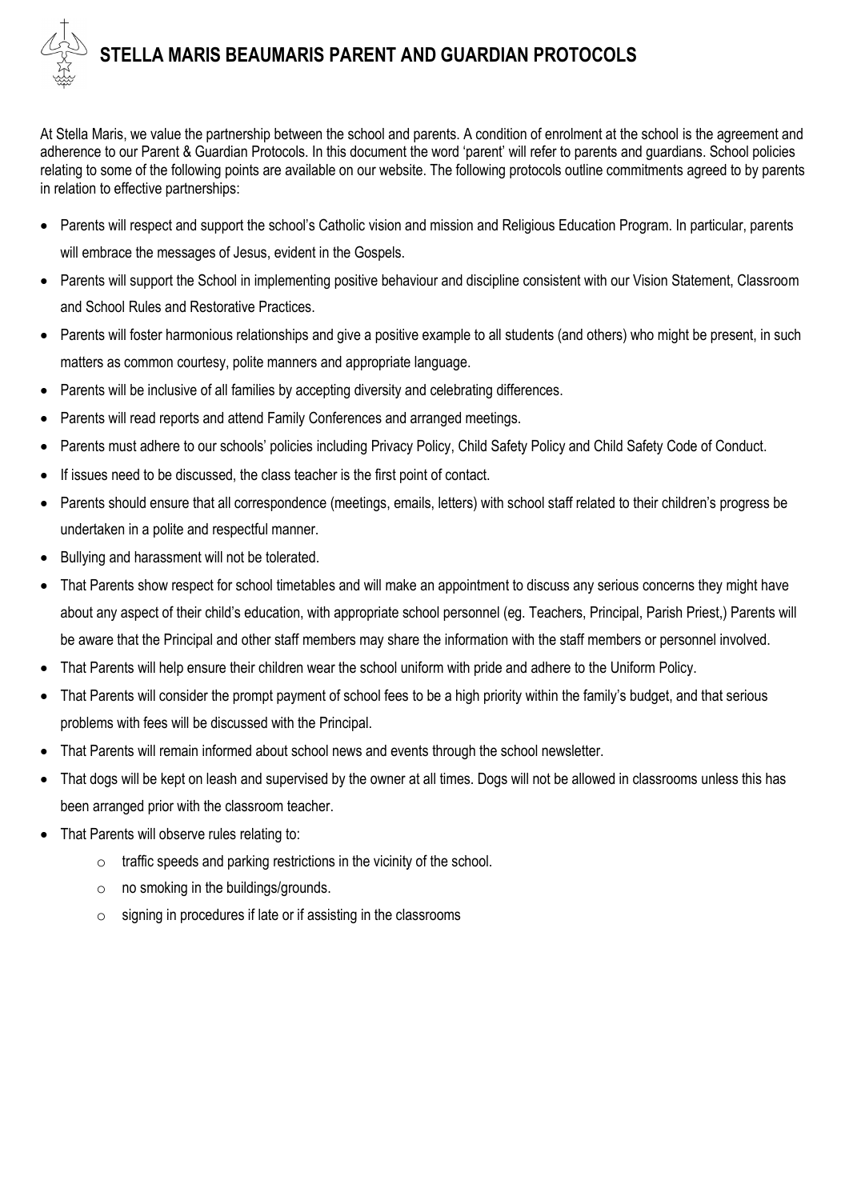# STELLA MARIS BEAUMARIS PARENT AND GUARDIAN PROTOCOLS

At Stella Maris, we value the partnership between the school and parents. A condition of enrolment at the school is the agreement and adherence to our Parent & Guardian Protocols. In this document the word 'parent' will refer to parents and guardians. School policies relating to some of the following points are available on our website. The following protocols outline commitments agreed to by parents in relation to effective partnerships:

- Parents will respect and support the school's Catholic vision and mission and Religious Education Program. In particular, parents will embrace the messages of Jesus, evident in the Gospels.
- Parents will support the School in implementing positive behaviour and discipline consistent with our Vision Statement, Classroom and School Rules and Restorative Practices.
- Parents will foster harmonious relationships and give a positive example to all students (and others) who might be present, in such matters as common courtesy, polite manners and appropriate language.
- Parents will be inclusive of all families by accepting diversity and celebrating differences.
- Parents will read reports and attend Family Conferences and arranged meetings.
- Parents must adhere to our schools' policies including Privacy Policy, Child Safety Policy and Child Safety Code of Conduct.
- If issues need to be discussed, the class teacher is the first point of contact.
- Parents should ensure that all correspondence (meetings, emails, letters) with school staff related to their children's progress be undertaken in a polite and respectful manner.
- Bullying and harassment will not be tolerated.
- That Parents show respect for school timetables and will make an appointment to discuss any serious concerns they might have about any aspect of their child's education, with appropriate school personnel (eg. Teachers, Principal, Parish Priest,) Parents will be aware that the Principal and other staff members may share the information with the staff members or personnel involved.
- That Parents will help ensure their children wear the school uniform with pride and adhere to the Uniform Policy.
- That Parents will consider the prompt payment of school fees to be a high priority within the family's budget, and that serious problems with fees will be discussed with the Principal.
- That Parents will remain informed about school news and events through the school newsletter.
- That dogs will be kept on leash and supervised by the owner at all times. Dogs will not be allowed in classrooms unless this has been arranged prior with the classroom teacher.
- That Parents will observe rules relating to:
  - traffic speeds and parking restrictions in the vicinity of the school.
  - no smoking in the buildings/grounds.
  - signing in procedures if late or if assisting in the classrooms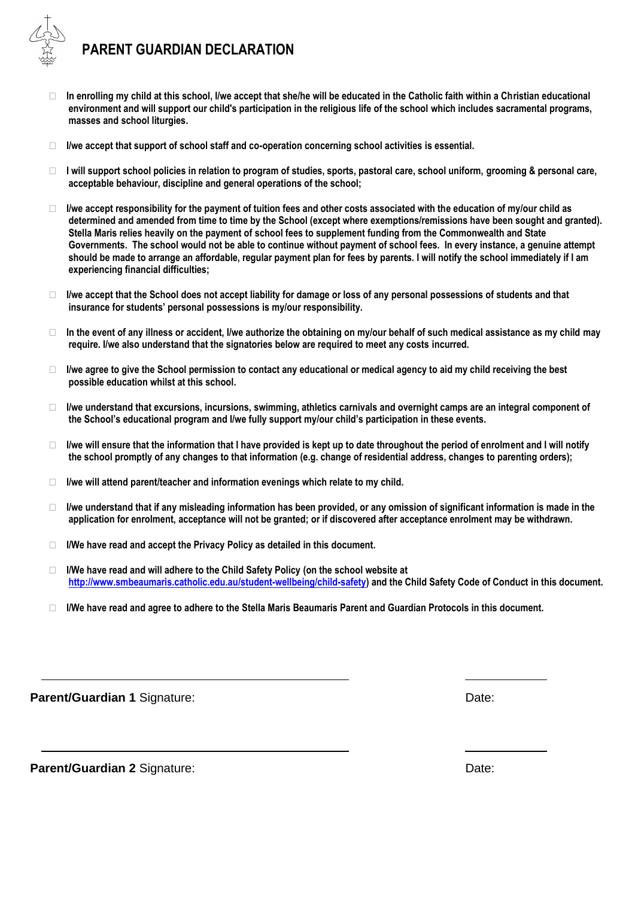# PARENT GUARDIAN DECLARATION

- ☐ **In enrolling my child at this school, I/we accept that she/he will be educated in the Catholic faith within a Christian educational environment and will support our child's participation in the religious life of the school which includes sacramental programs, masses and school liturgies.**

- ☐ **I/we accept that support of school staff and co-operation concerning school activities is essential.**

- ☐ **I will support school policies in relation to program of studies, sports, pastoral care, school uniform, grooming & personal care, acceptable behaviour, discipline and general operations of the school;**

- ☐ **I/we accept responsibility for the payment of tuition fees and other costs associated with the education of my/our child as determined and amended from time to time by the School (except where exemptions/remissions have been sought and granted). Stella Maris relies heavily on the payment of school fees to supplement funding from the Commonwealth and State Governments. The school would not be able to continue without payment of school fees. In every instance, a genuine attempt should be made to arrange an affordable, regular payment plan for fees by parents. I will notify the school immediately if I am experiencing financial difficulties;**

- ☐ **I/we accept that the School does not accept liability for damage or loss of any personal possessions of students and that insurance for students' personal possessions is my/our responsibility.**

- ☐ **In the event of any illness or accident, I/we authorize the obtaining on my/our behalf of such medical assistance as my child may require. I/we also understand that the signatories below are required to meet any costs incurred.**

- ☐ **I/we agree to give the School permission to contact any educational or medical agency to aid my child receiving the best possible education whilst at this school.**

- ☐ **I/we understand that excursions, incursions, swimming, athletics carnivals and overnight camps are an integral component of the School's educational program and I/we fully support my/our child's participation in these events.**

- ☐ **I/we will ensure that the information that I have provided is kept up to date throughout the period of enrolment and I will notify the school promptly of any changes to that information (e.g. change of residential address, changes to parenting orders);**

- ☐ **I/we will attend parent/teacher and information evenings which relate to my child.**

- ☐ **I/we understand that if any misleading information has been provided, or any omission of significant information is made in the application for enrolment, acceptance will not be granted; or if discovered after acceptance enrolment may be withdrawn.**

- ☐ **I/We have read and accept the Privacy Policy as detailed in this document.**

- ☐ **I/We have read and will adhere to the Child Safety Policy (on the school website at http://www.smbeaumaris.catholic.edu.au/student-wellbeing/child-safety) and the Child Safety Code of Conduct in this document.**

- ☐ **I/We have read and agree to adhere to the Stella Maris Beaumaris Parent and Guardian Protocols in this document.**

**Parent/Guardian 1** Signature: \_\_\_\_\_\_\_\_\_\_\_\_\_\_\_\_\_\_\_\_\_\_\_\_\_\_\_\_\_\_ Date: \_\_\_\_\_\_\_\_\_\_

**Parent/Guardian 2** Signature: \_\_\_\_\_\_\_\_\_\_\_\_\_\_\_\_\_\_\_\_\_\_\_\_\_\_\_\_\_\_ Date: \_\_\_\_\_\_\_\_\_\_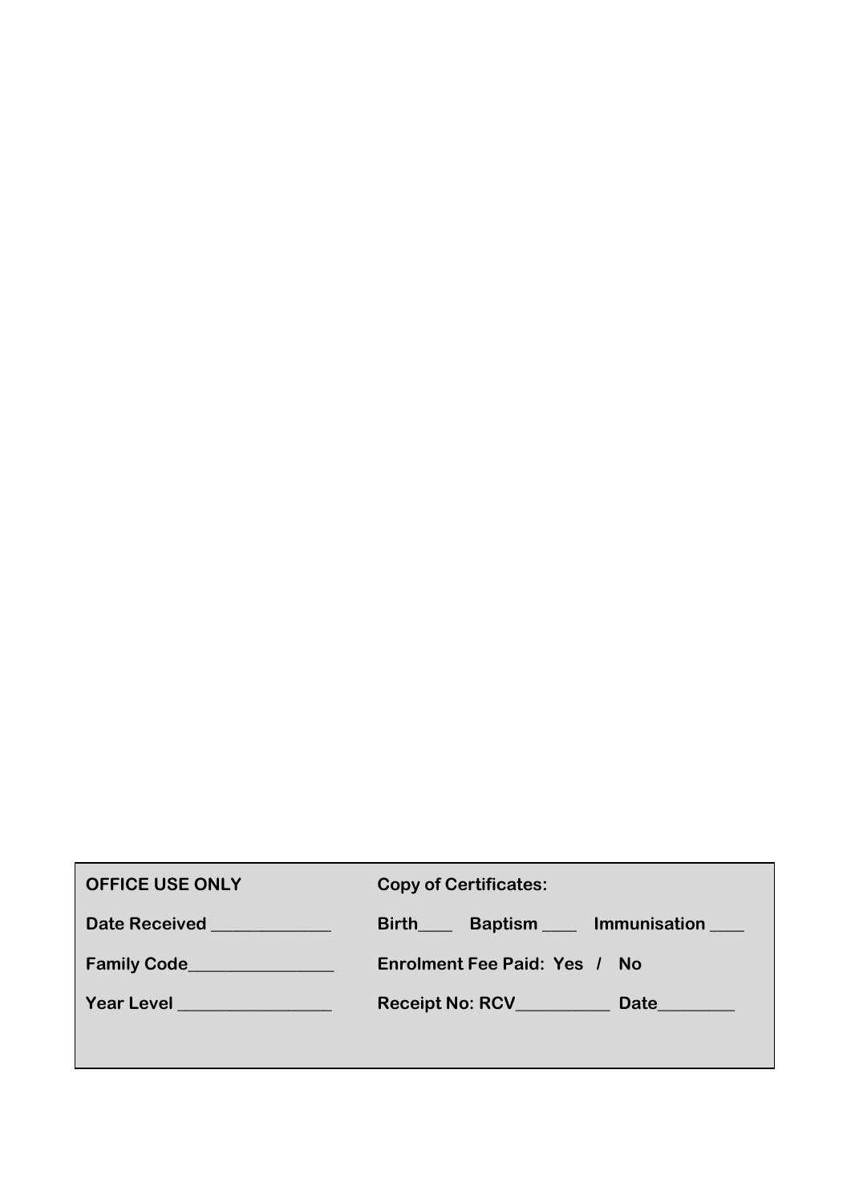**OFFICE USE ONLY**

**Date Received** _____________

**Family Code**________________

**Year Level** _________________

**Copy of Certificates:**

**Birth**____ **Baptism** ____ **Immunisation** ____

**Enrolment Fee Paid: Yes / No**

**Receipt No: RCV**___________ **Date**_________